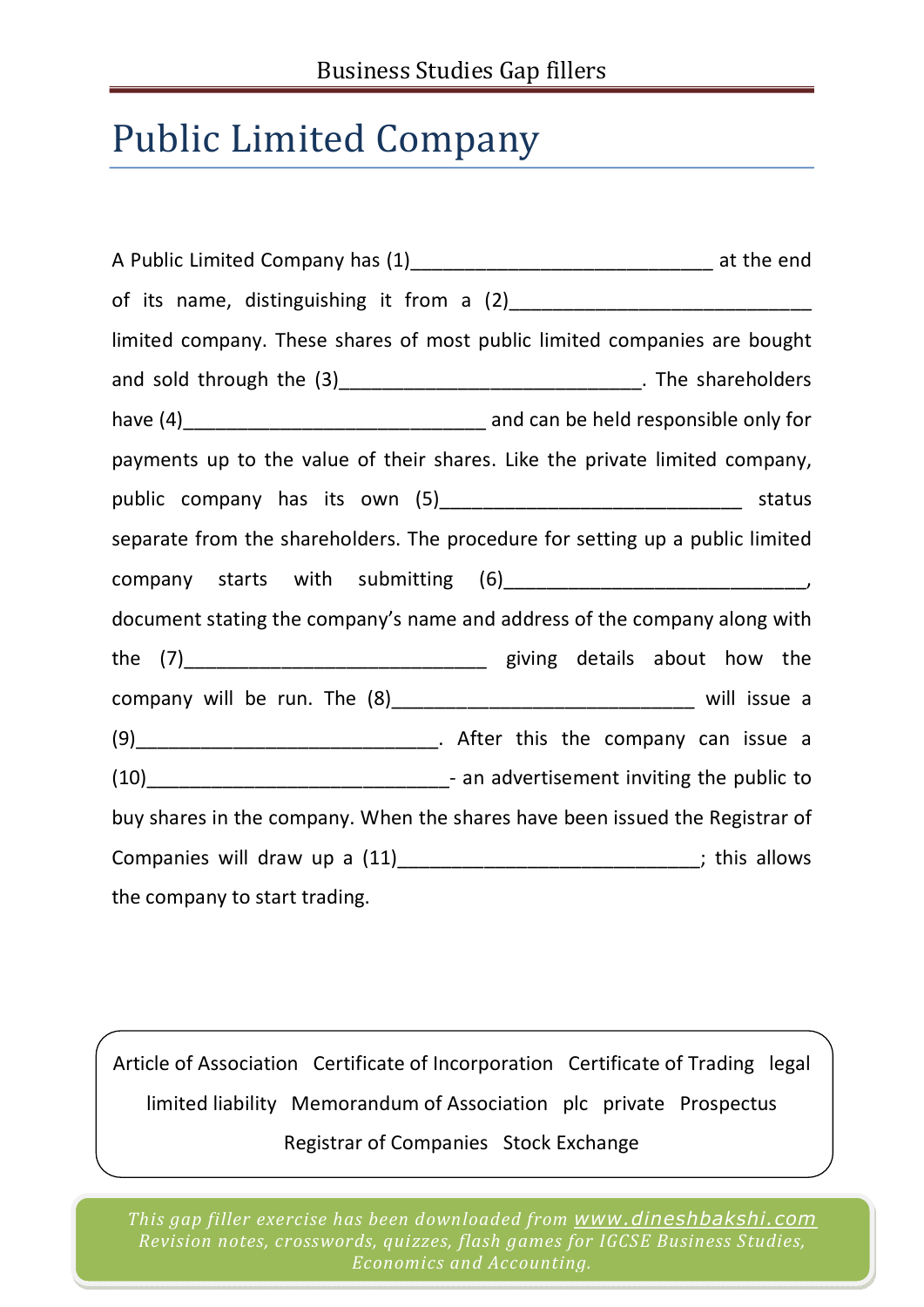# Public Limited Company

A Public Limited Company has (1)____________________________ at the end of its name, distinguishing it from a (2)____________________________ limited company. These shares of most public limited companies are bought and sold through the (3)____________________________. The shareholders have (4)____________________________ and can be held responsible only for payments up to the value of their shares. Like the private limited company, public company has its own (5)____________________________ status separate from the shareholders. The procedure for setting up a public limited company starts with submitting (6)____________________________, document stating the company's name and address of the company along with the (7)____________________________ giving details about how the company will be run. The (8)____________________________ will issue a (9)____________________________. After this the company can issue a (10)____________________________- an advertisement inviting the public to buy shares in the company. When the shares have been issued the Registrar of Companies will draw up a (11)____________________________; this allows the company to start trading.

Article of Association   Certificate of Incorporation   Certificate of Trading   legal   limited liability   Memorandum of Association   plc   private   Prospectus   Registrar of Companies   Stock Exchange

*This gap filler exercise has been downloaded from www.dineshbakshi.com*
*Revision notes, crosswords, quizzes, flash games for IGCSE Business Studies, Economics and Accounting.*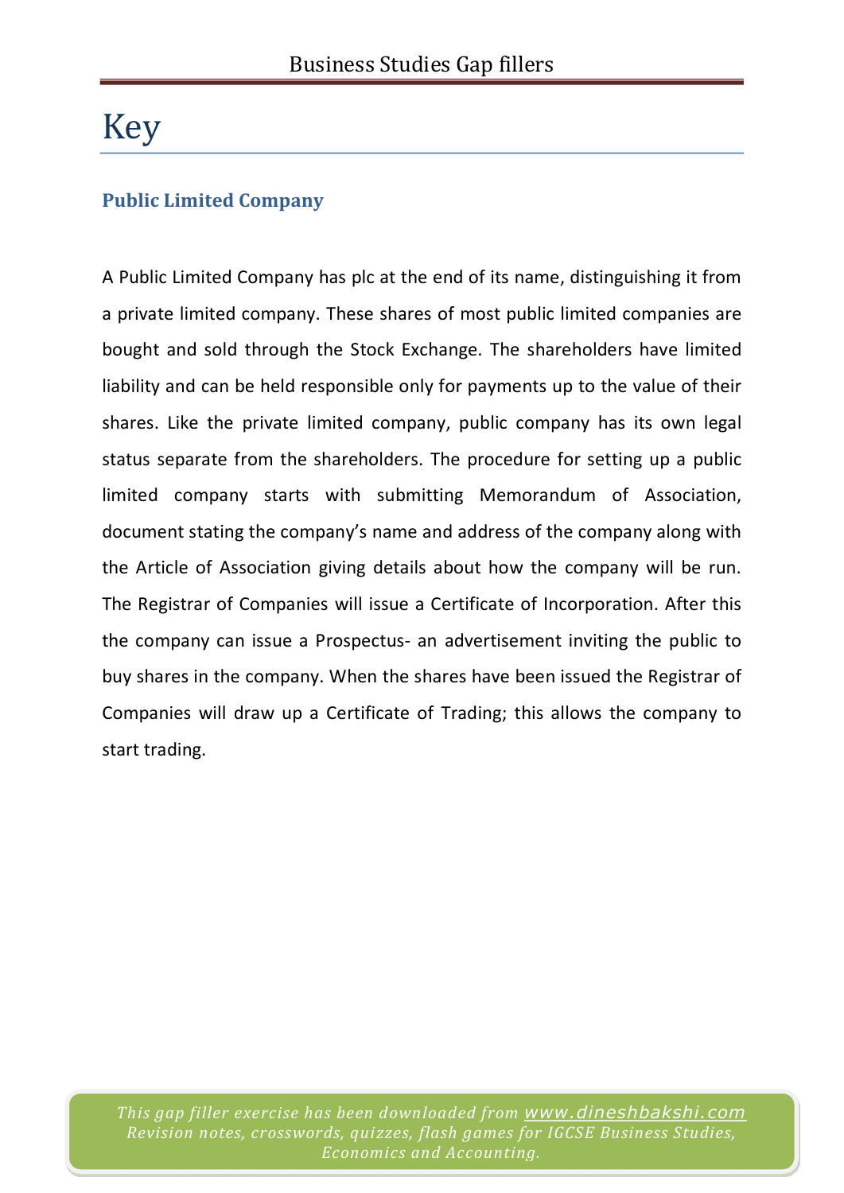# Key

### Public Limited Company

A Public Limited Company has plc at the end of its name, distinguishing it from a private limited company. These shares of most public limited companies are bought and sold through the Stock Exchange. The shareholders have limited liability and can be held responsible only for payments up to the value of their shares. Like the private limited company, public company has its own legal status separate from the shareholders. The procedure for setting up a public limited company starts with submitting Memorandum of Association, document stating the company's name and address of the company along with the Article of Association giving details about how the company will be run. The Registrar of Companies will issue a Certificate of Incorporation. After this the company can issue a Prospectus- an advertisement inviting the public to buy shares in the company. When the shares have been issued the Registrar of Companies will draw up a Certificate of Trading; this allows the company to start trading.

*This gap filler exercise has been downloaded from www.dineshbakshi.com Revision notes, crosswords, quizzes, flash games for IGCSE Business Studies, Economics and Accounting.*